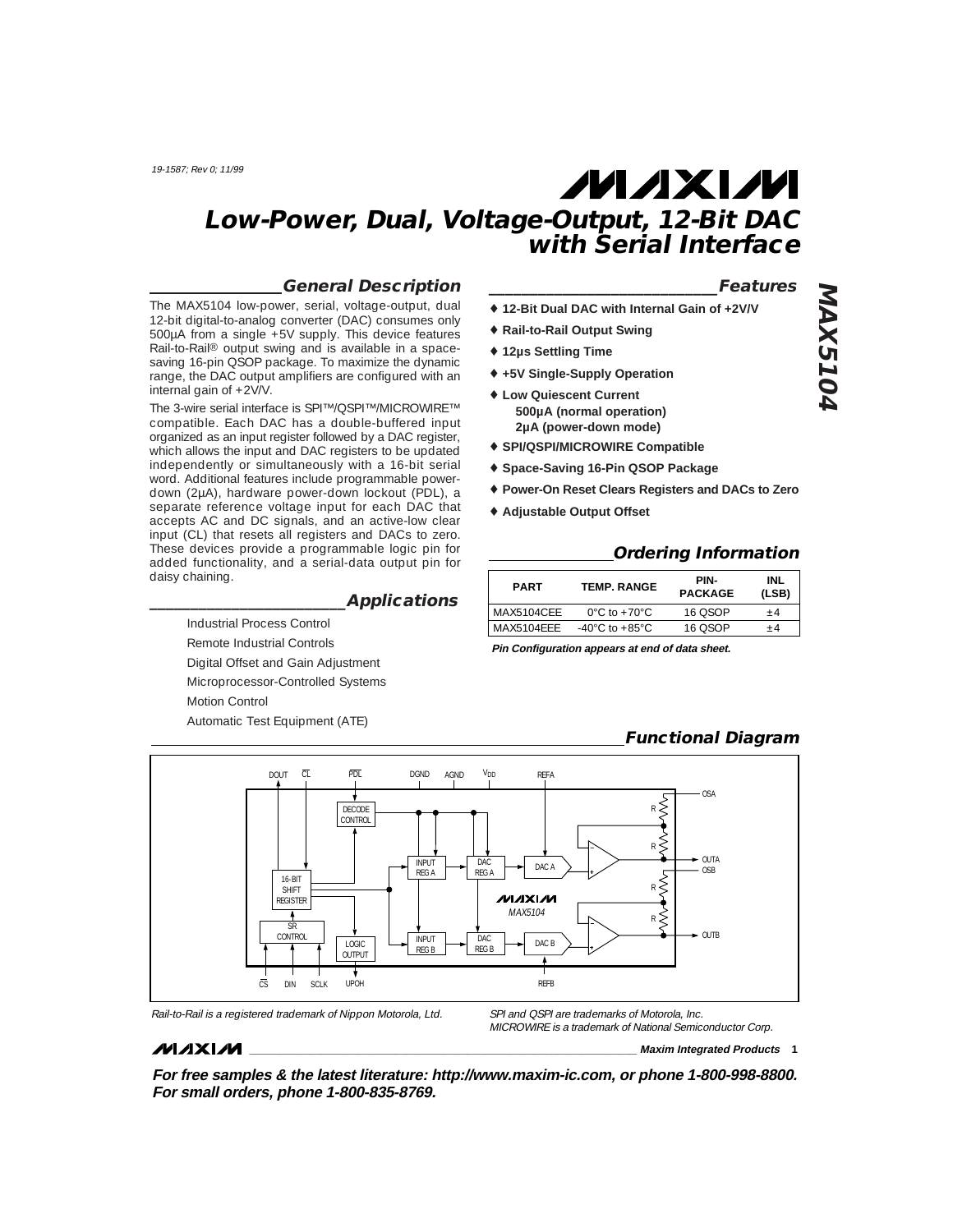19-1587; Rev 0; 11/99

# MAXIM

# Low-Power, Dual, Voltage-Output, 12-Bit DAC with Serial Interface

## General Description

The MAX5104 low-power, serial, voltage-output, dual 12-bit digital-to-analog converter (DAC) consumes only 500µA from a single +5V supply. This device features Rail-to-Rail® output swing and is available in a space-saving 16-pin QSOP package. To maximize the dynamic range, the DAC output amplifiers are configured with an internal gain of +2V/V.

The 3-wire serial interface is SPI™/QSPI™/MICROWIRE™ compatible. Each DAC has a double-buffered input organized as an input register followed by a DAC register, which allows the input and DAC registers to be updated independently or simultaneously with a 16-bit serial word. Additional features include programmable power-down (2µA), hardware power-down lockout (PDL), a separate reference voltage input for each DAC that accepts AC and DC signals, and an active-low clear input (CL) that resets all registers and DACs to zero. These devices provide a programmable logic pin for added functionality, and a serial-data output pin for daisy chaining.

## Applications

Industrial Process Control

Remote Industrial Controls

Digital Offset and Gain Adjustment

Microprocessor-Controlled Systems

Motion Control

Automatic Test Equipment (ATE)

## Features

- ♦ 12-Bit Dual DAC with Internal Gain of +2V/V
- ♦ Rail-to-Rail Output Swing
- ♦ 12µs Settling Time
- ♦ +5V Single-Supply Operation
- ♦ Low Quiescent Current
  - 500µA (normal operation)
  - 2µA (power-down mode)
- ♦ SPI/QSPI/MICROWIRE Compatible
- ♦ Space-Saving 16-Pin QSOP Package
- ♦ Power-On Reset Clears Registers and DACs to Zero
- ♦ Adjustable Output Offset

## Ordering Information

| PART | TEMP. RANGE | PIN-PACKAGE | INL (LSB) |
|---|---|---|---|
| MAX5104CEE | 0°C to +70°C | 16 QSOP | ±4 |
| MAX5104EEE | -40°C to +85°C | 16 QSOP | ±4 |

**Pin Configuration appears at end of data sheet.**

## Functional Diagram

Rail-to-Rail is a registered trademark of Nippon Motorola, Ltd.

SPI and QSPI are trademarks of Motorola, Inc.
MICROWIRE is a trademark of National Semiconductor Corp.

**For free samples & the latest literature: http://www.maxim-ic.com, or phone 1-800-998-8800.**
**For small orders, phone 1-800-835-8769.**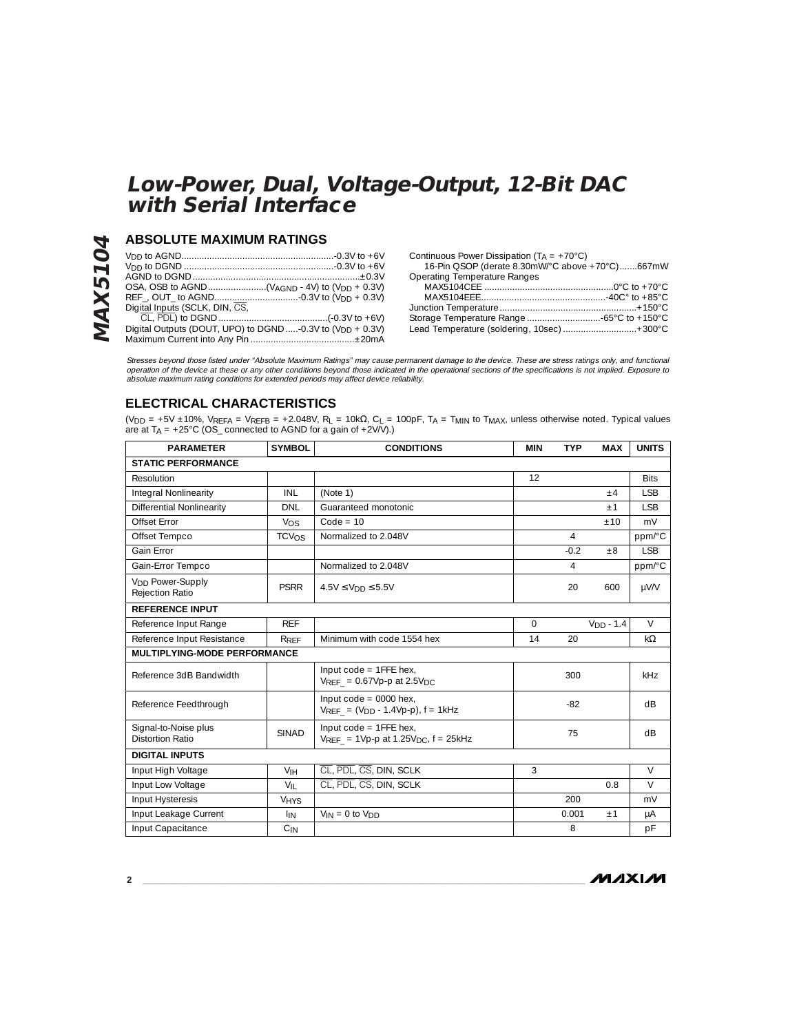# Low-Power, Dual, Voltage-Output, 12-Bit DAC with Serial Interface

## ABSOLUTE MAXIMUM RATINGS

$V_{DD}$ to AGND...........................................................-0.3V to +6V
$V_{DD}$ to DGND ..........................................................-0.3V to +6V
AGND to DGND..................................................................±0.3V
OSA, OSB to AGND.......................($V_{AGND}$ - 4V) to ($V_{DD}$ + 0.3V)
REF_, OUT_ to AGND..................................-0.3V to ($V_{DD}$ + 0.3V)
Digital Inputs (SCLK, DIN, $\overline{CS}$, $\overline{CL}$, $\overline{PDL}$) to DGND ..........................................(-0.3V to +6V)
Digital Outputs (DOUT, UPO) to DGND .....-0.3V to ($V_{DD}$ + 0.3V)
Maximum Current into Any Pin .........................................±20mA

Continuous Power Dissipation ($T_A$ = +70°C)
16-Pin QSOP (derate 8.30mW/°C above +70°C).......667mW
Operating Temperature Ranges
MAX5104CEE ..................................................0°C to +70°C
MAX5104EEE.................................................-40C° to +85°C
Junction Temperature......................................................+150°C
Storage Temperature Range .............................-65°C to +150°C
Lead Temperature (soldering, 10sec) .............................+300°C

*Stresses beyond those listed under "Absolute Maximum Ratings" may cause permanent damage to the device. These are stress ratings only, and functional operation of the device at these or any other conditions beyond those indicated in the operational sections of the specifications is not implied. Exposure to absolute maximum rating conditions for extended periods may affect device reliability.*

## ELECTRICAL CHARACTERISTICS

($V_{DD}$ = +5V ±10%, $V_{REFA}$ = $V_{REFB}$ = +2.048V, $R_L$ = 10kΩ, $C_L$ = 100pF, $T_A$ = $T_{MIN}$ to $T_{MAX}$, unless otherwise noted. Typical values are at $T_A$ = +25°C (OS_ connected to AGND for a gain of +2V/V).)

| PARAMETER | SYMBOL | CONDITIONS | MIN | TYP | MAX | UNITS |
|---|---|---|---|---|---|---|
| **STATIC PERFORMANCE** | | | | | | |
| Resolution | | | 12 | | | Bits |
| Integral Nonlinearity | INL | (Note 1) | | | ±4 | LSB |
| Differential Nonlinearity | DNL | Guaranteed monotonic | | | ±1 | LSB |
| Offset Error | $V_{OS}$ | Code = 10 | | | ±10 | mV |
| Offset Tempco | $TCV_{OS}$ | Normalized to 2.048V | | 4 | | ppm/°C |
| Gain Error | | | | -0.2 | ±8 | LSB |
| Gain-Error Tempco | | Normalized to 2.048V | | 4 | | ppm/°C |
| $V_{DD}$ Power-Supply Rejection Ratio | PSRR | 4.5V ≤ $V_{DD}$ ≤ 5.5V | | 20 | 600 | µV/V |
| **REFERENCE INPUT** | | | | | | |
| Reference Input Range | REF | | 0 | | $V_{DD}$ - 1.4 | V |
| Reference Input Resistance | $R_{REF}$ | Minimum with code 1554 hex | 14 | 20 | | kΩ |
| **MULTIPLYING-MODE PERFORMANCE** | | | | | | |
| Reference 3dB Bandwidth | | Input code = 1FFE hex, $V_{REF\_}$ = 0.67Vp-p at 2.5$V_{DC}$ | | 300 | | kHz |
| Reference Feedthrough | | Input code = 0000 hex, $V_{REF\_}$ = ($V_{DD}$ - 1.4Vp-p), f = 1kHz | | -82 | | dB |
| Signal-to-Noise plus Distortion Ratio | SINAD | Input code = 1FFE hex, $V_{REF\_}$ = 1Vp-p at 1.25$V_{DC}$, f = 25kHz | | 75 | | dB |
| **DIGITAL INPUTS** | | | | | | |
| Input High Voltage | $V_{IH}$ | $\overline{CL}$, $\overline{PDL}$, $\overline{CS}$, DIN, SCLK | 3 | | | V |
| Input Low Voltage | $V_{IL}$ | $\overline{CL}$, $\overline{PDL}$, $\overline{CS}$, DIN, SCLK | | | 0.8 | V |
| Input Hysteresis | $V_{HYS}$ | | | 200 | | mV |
| Input Leakage Current | $I_{IN}$ | $V_{IN}$ = 0 to $V_{DD}$ | | 0.001 | ±1 | µA |
| Input Capacitance | $C_{IN}$ | | | 8 | | pF |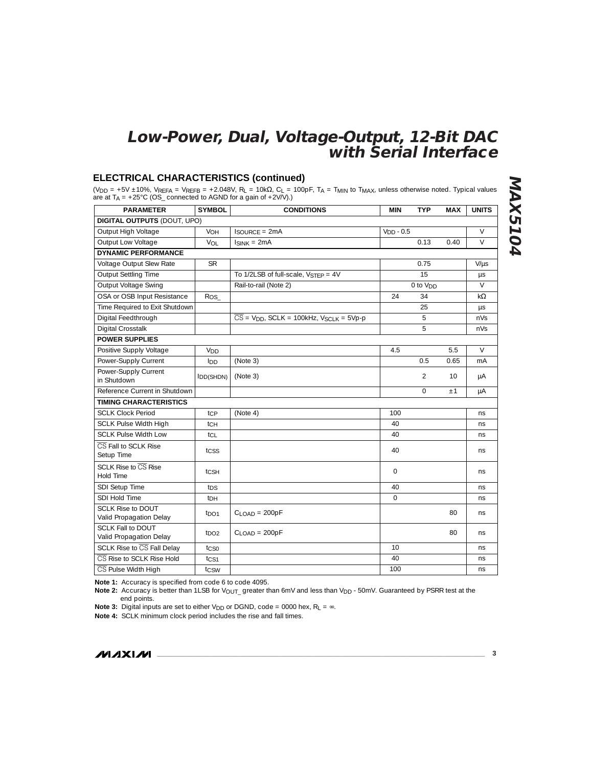## ELECTRICAL CHARACTERISTICS (continued)

($V_{DD}$ = +5V ±10%, $V_{REFA}$ = $V_{REFB}$ = +2.048V, $R_L$ = 10kΩ, $C_L$ = 100pF, $T_A$ = $T_{MIN}$ to $T_{MAX}$, unless otherwise noted. Typical values are at $T_A$ = +25°C (OS_ connected to AGND for a gain of +2V/V).)

| PARAMETER | SYMBOL | CONDITIONS | MIN | TYP | MAX | UNITS |
|---|---|---|---|---|---|---|
| **DIGITAL OUTPUTS** (DOUT, UPO) | | | | | | |
| Output High Voltage | $V_{OH}$ | $I_{SOURCE}$ = 2mA | $V_{DD}$ - 0.5 | | | V |
| Output Low Voltage | $V_{OL}$ | $I_{SINK}$ = 2mA | | 0.13 | 0.40 | V |
| **DYNAMIC PERFORMANCE** | | | | | | |
| Voltage Output Slew Rate | SR | | | 0.75 | | V/µs |
| Output Settling Time | | To 1/2LSB of full-scale, $V_{STEP}$ = 4V | | 15 | | µs |
| Output Voltage Swing | | Rail-to-rail (Note 2) | | 0 to $V_{DD}$ | | V |
| OSA or OSB Input Resistance | $R_{OS\_}$ | | 24 | 34 | | kΩ |
| Time Required to Exit Shutdown | | | | 25 | | µs |
| Digital Feedthrough | | $\overline{CS}$ = $V_{DD}$, SCLK = 100kHz, $V_{SCLK}$ = 5Vp-p | | 5 | | nVs |
| Digital Crosstalk | | | | 5 | | nVs |
| **POWER SUPPLIES** | | | | | | |
| Positive Supply Voltage | $V_{DD}$ | | 4.5 | | 5.5 | V |
| Power-Supply Current | $I_{DD}$ | (Note 3) | | 0.5 | 0.65 | mA |
| Power-Supply Current in Shutdown | $I_{DD(SHDN)}$ | (Note 3) | | 2 | 10 | µA |
| Reference Current in Shutdown | | | | 0 | ±1 | µA |
| **TIMING CHARACTERISTICS** | | | | | | |
| SCLK Clock Period | $t_{CP}$ | (Note 4) | 100 | | | ns |
| SCLK Pulse Width High | $t_{CH}$ | | 40 | | | ns |
| SCLK Pulse Width Low | $t_{CL}$ | | 40 | | | ns |
| $\overline{CS}$ Fall to SCLK Rise Setup Time | $t_{CSS}$ | | 40 | | | ns |
| SCLK Rise to $\overline{CS}$ Rise Hold Time | $t_{CSH}$ | | 0 | | | ns |
| SDI Setup Time | $t_{DS}$ | | 40 | | | ns |
| SDI Hold Time | $t_{DH}$ | | 0 | | | ns |
| SCLK Rise to DOUT Valid Propagation Delay | $t_{DO1}$ | $C_{LOAD}$ = 200pF | | | 80 | ns |
| SCLK Fall to DOUT Valid Propagation Delay | $t_{DO2}$ | $C_{LOAD}$ = 200pF | | | 80 | ns |
| SCLK Rise to $\overline{CS}$ Fall Delay | $t_{CS0}$ | | 10 | | | ns |
| $\overline{CS}$ Rise to SCLK Rise Hold | $t_{CS1}$ | | 40 | | | ns |
| $\overline{CS}$ Pulse Width High | $t_{CSW}$ | | 100 | | | ns |

**Note 1:** Accuracy is specified from code 6 to code 4095.

**Note 2:** Accuracy is better than 1LSB for $V_{OUT\_}$ greater than 6mV and less than $V_{DD}$ - 50mV. Guaranteed by PSRR test at the end points.

**Note 3:** Digital inputs are set to either $V_{DD}$ or DGND, code = 0000 hex, $R_L$ = ∞.

**Note 4:** SCLK minimum clock period includes the rise and fall times.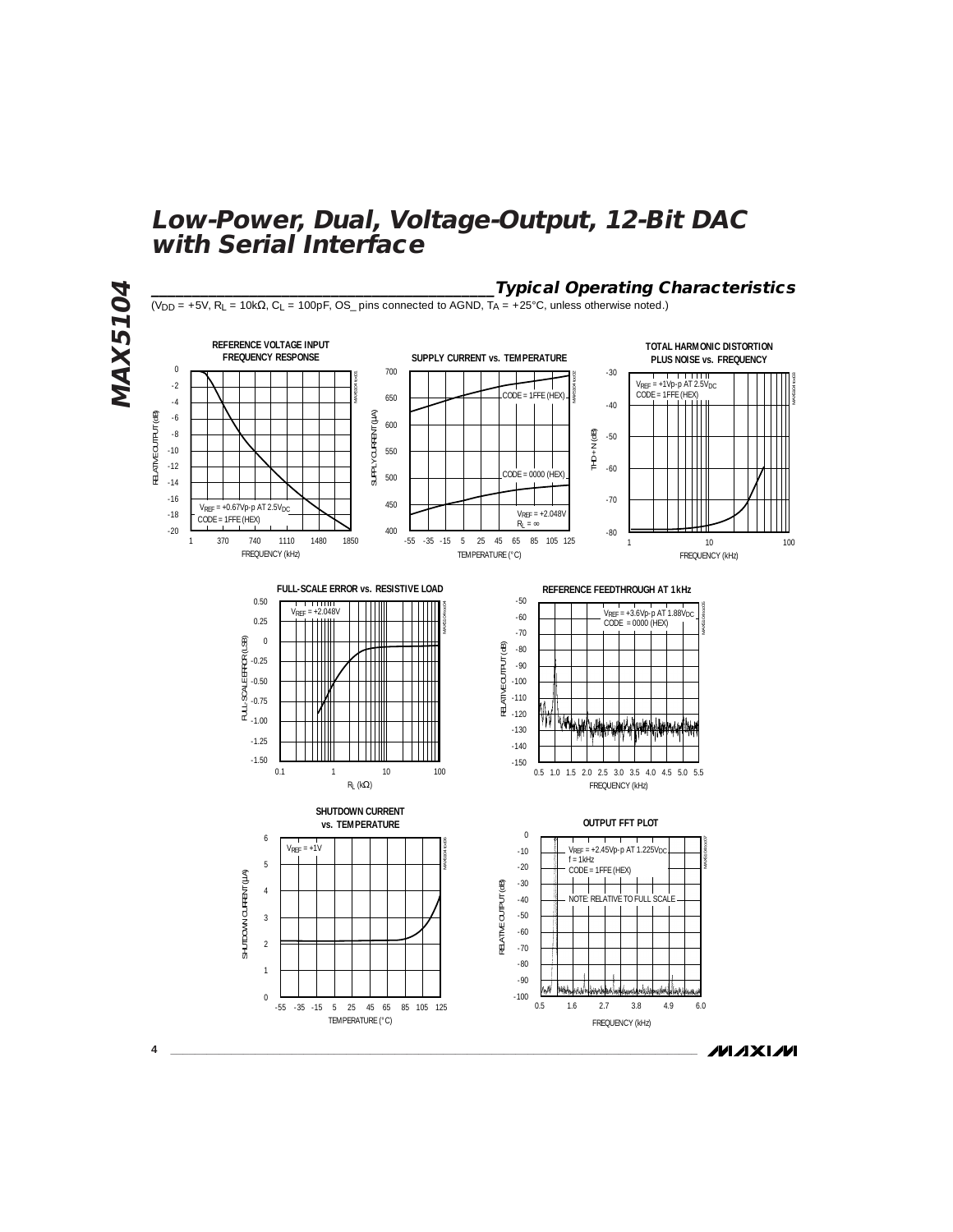## Typical Operating Characteristics

($V_{DD}$ = +5V, $R_L$ = 10kΩ, $C_L$ = 100pF, OS_ pins connected to AGND, $T_A$ = +25°C, unless otherwise noted.)

**REFERENCE VOLTAGE INPUT FREQUENCY RESPONSE**

RELATIVE OUTPUT (dB) vs. FREQUENCY (kHz)

$V_{REF}$ = +0.67Vp-p AT 2.5$V_{DC}$
CODE = 1FFE (HEX)

**SUPPLY CURRENT vs. TEMPERATURE**

SUPPLY CURRENT (µA) vs. TEMPERATURE (°C)

CODE = 1FFE (HEX)
CODE = 0000 (HEX)
$V_{REF}$ = +2.048V
$R_L$ = ∞

**TOTAL HARMONIC DISTORTION PLUS NOISE vs. FREQUENCY**

THD + N (dB) vs. FREQUENCY (kHz)

$V_{REF}$ = +1Vp-p AT 2.5$V_{DC}$
CODE = 1FFE (HEX)

**FULL-SCALE ERROR vs. RESISTIVE LOAD**

FULL-SCALE ERROR (LSB) vs. $R_L$ (kΩ)

$V_{REF}$ = +2.048V

**REFERENCE FEEDTHROUGH AT 1kHz**

RELATIVE OUTPUT (dB) vs. FREQUENCY (kHz)

$V_{REF}$ = +3.6Vp-p AT 1.88$V_{DC}$
CODE = 0000 (HEX)

**SHUTDOWN CURRENT vs. TEMPERATURE**

SHUTDOWN CURRENT (µA) vs. TEMPERATURE (°C)

$V_{REF}$ = +1V

**OUTPUT FFT PLOT**

RELATIVE OUTPUT (dB) vs. FREQUENCY (kHz)

$V_{REF}$ = +2.45Vp-p AT 1.225$V_{DC}$
f = 1kHz
CODE = 1FFE (HEX)

NOTE: RELATIVE TO FULL SCALE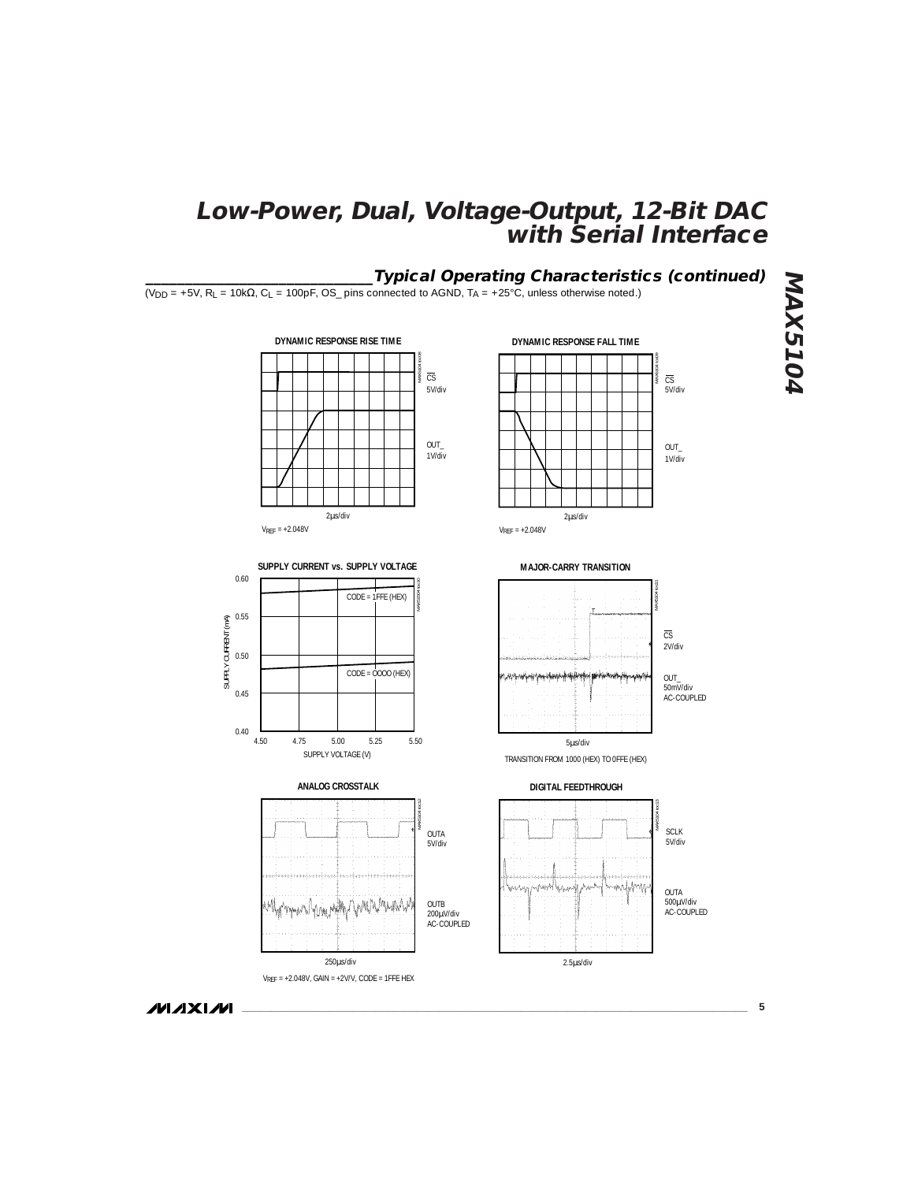## Typical Operating Characteristics (continued)

($V_{DD}$ = +5V, $R_L$ = 10kΩ, $C_L$ = 100pF, OS_ pins connected to AGND, $T_A$ = +25°C, unless otherwise noted.)

**DYNAMIC RESPONSE RISE TIME**

CS 5V/div

OUT_ 1V/div

2µs/div

$V_{REF}$ = +2.048V

**DYNAMIC RESPONSE FALL TIME**

CS 5V/div

OUT_ 1V/div

2µs/div

$V_{REF}$ = +2.048V

**SUPPLY CURRENT vs. SUPPLY VOLTAGE**

SUPPLY CURRENT (mA): 0.40, 0.45, 0.50, 0.55, 0.60

SUPPLY VOLTAGE (V): 4.50, 4.75, 5.00, 5.25, 5.50

CODE = 1FFE (HEX)

CODE = 0000 (HEX)

**MAJOR-CARRY TRANSITION**

CS 2V/div

OUT_ 50mV/div AC-COUPLED

5µs/div

TRANSITION FROM 1000 (HEX) TO 0FFE (HEX)

**ANALOG CROSSTALK**

OUTA 5V/div

OUTB 200µV/div AC-COUPLED

250µs/div

$V_{REF}$ = +2.048V, GAIN = +2V/V, CODE = 1FFE HEX

**DIGITAL FEEDTHROUGH**

SCLK 5V/div

OUTA 500µV/div AC-COUPLED

2.5µs/div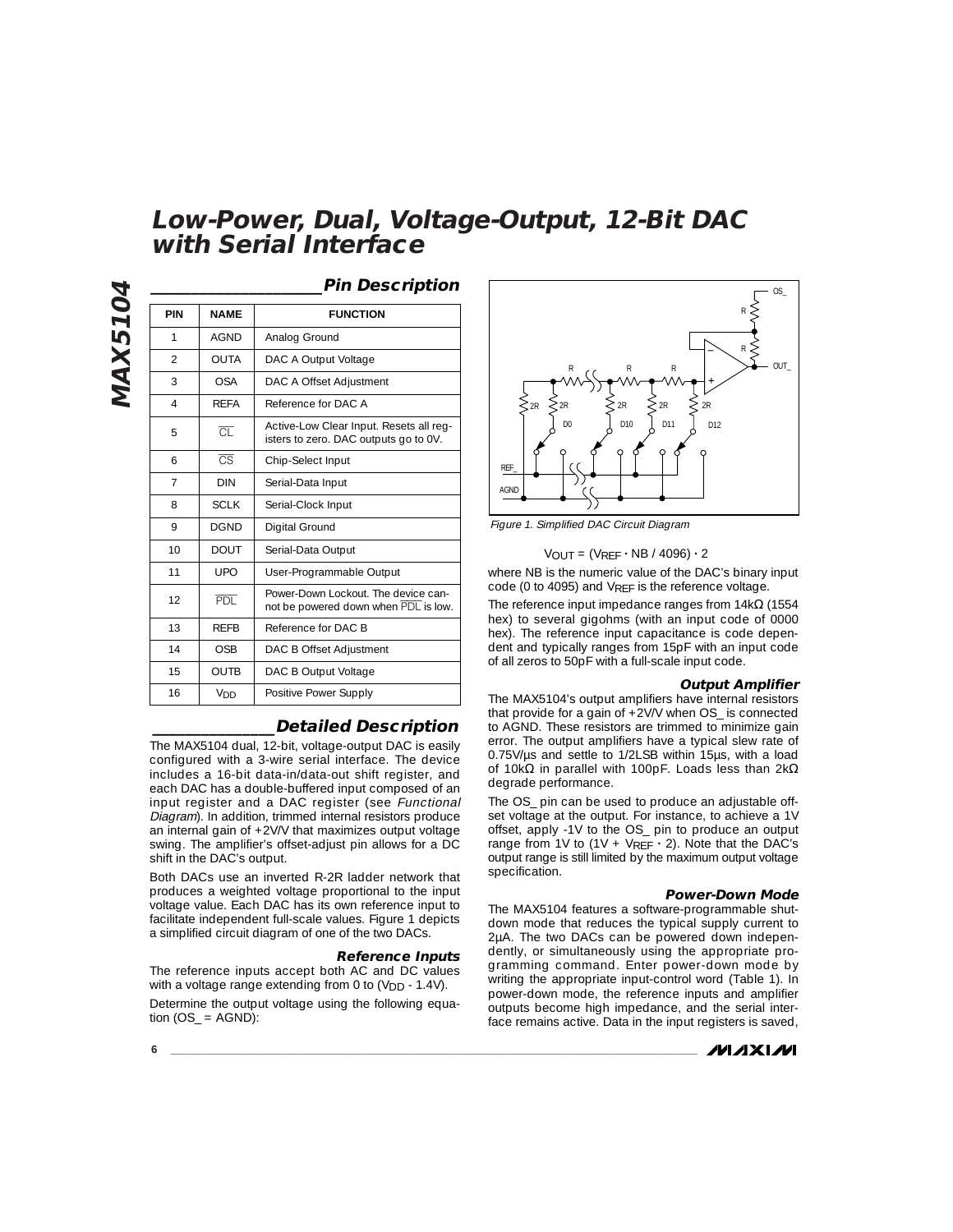# Low-Power, Dual, Voltage-Output, 12-Bit DAC with Serial Interface

## Pin Description

| PIN | NAME | FUNCTION |
|---|---|---|
| 1 | AGND | Analog Ground |
| 2 | OUTA | DAC A Output Voltage |
| 3 | OSA | DAC A Offset Adjustment |
| 4 | REFA | Reference for DAC A |
| 5 | $\overline{CL}$ | Active-Low Clear Input. Resets all registers to zero. DAC outputs go to 0V. |
| 6 | $\overline{CS}$ | Chip-Select Input |
| 7 | DIN | Serial-Data Input |
| 8 | SCLK | Serial-Clock Input |
| 9 | DGND | Digital Ground |
| 10 | DOUT | Serial-Data Output |
| 11 | UPO | User-Programmable Output |
| 12 | $\overline{PDL}$ | Power-Down Lockout. The device cannot be powered down when $\overline{PDL}$ is low. |
| 13 | REFB | Reference for DAC B |
| 14 | OSB | DAC B Offset Adjustment |
| 15 | OUTB | DAC B Output Voltage |
| 16 | $V_{DD}$ | Positive Power Supply |

## Detailed Description

The MAX5104 dual, 12-bit, voltage-output DAC is easily configured with a 3-wire serial interface. The device includes a 16-bit data-in/data-out shift register, and each DAC has a double-buffered input composed of an input register and a DAC register (see *Functional Diagram*). In addition, trimmed internal resistors produce an internal gain of +2V/V that maximizes output voltage swing. The amplifier's offset-adjust pin allows for a DC shift in the DAC's output.

Both DACs use an inverted R-2R ladder network that produces a weighted voltage proportional to the input voltage value. Each DAC has its own reference input to facilitate independent full-scale values. Figure 1 depicts a simplified circuit diagram of one of the two DACs.

### Reference Inputs

The reference inputs accept both AC and DC values with a voltage range extending from 0 to ($V_{DD}$ - 1.4V).

Determine the output voltage using the following equation (OS_ = AGND):

*Figure 1. Simplified DAC Circuit Diagram*

$$V_{OUT} = (V_{REF} \cdot NB / 4096) \cdot 2$$

where NB is the numeric value of the DAC's binary input code (0 to 4095) and $V_{REF}$ is the reference voltage.

The reference input impedance ranges from 14kΩ (1554 hex) to several gigohms (with an input code of 0000 hex). The reference input capacitance is code dependent and typically ranges from 15pF with an input code of all zeros to 50pF with a full-scale input code.

### Output Amplifier

The MAX5104's output amplifiers have internal resistors that provide for a gain of +2V/V when OS_ is connected to AGND. These resistors are trimmed to minimize gain error. The output amplifiers have a typical slew rate of 0.75V/µs and settle to 1/2LSB within 15µs, with a load of 10kΩ in parallel with 100pF. Loads less than 2kΩ degrade performance.

The OS_ pin can be used to produce an adjustable offset voltage at the output. For instance, to achieve a 1V offset, apply -1V to the OS_ pin to produce an output range from 1V to (1V + $V_{REF} \cdot 2$). Note that the DAC's output range is still limited by the maximum output voltage specification.

### Power-Down Mode

The MAX5104 features a software-programmable shutdown mode that reduces the typical supply current to 2µA. The two DACs can be powered down independently, or simultaneously using the appropriate programming command. Enter power-down mode by writing the appropriate input-control word (Table 1). In power-down mode, the reference inputs and amplifier outputs become high impedance, and the serial interface remains active. Data in the input registers is saved,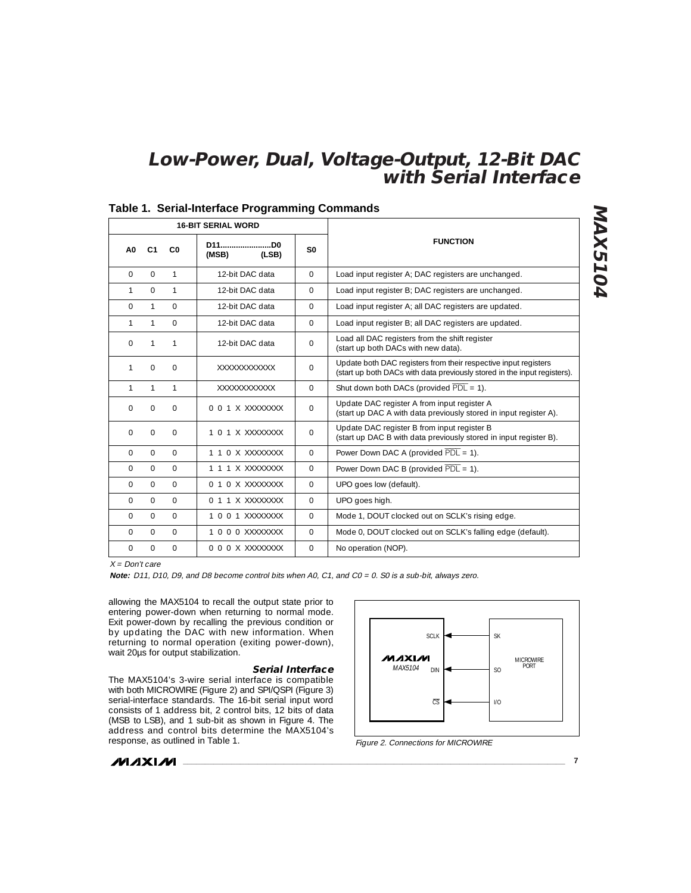## Table 1. Serial-Interface Programming Commands

| 16-BIT SERIAL WORD | | | | | FUNCTION |
|---|---|---|---|---|---|
| A0 | C1 | C0 | D11......................D0 (MSB) (LSB) | S0 | |
| 0 | 0 | 1 | 12-bit DAC data | 0 | Load input register A; DAC registers are unchanged. |
| 1 | 0 | 1 | 12-bit DAC data | 0 | Load input register B; DAC registers are unchanged. |
| 0 | 1 | 0 | 12-bit DAC data | 0 | Load input register A; all DAC registers are updated. |
| 1 | 1 | 0 | 12-bit DAC data | 0 | Load input register B; all DAC registers are updated. |
| 0 | 1 | 1 | 12-bit DAC data | 0 | Load all DAC registers from the shift register (start up both DACs with new data). |
| 1 | 0 | 0 | XXXXXXXXXXXX | 0 | Update both DAC registers from their respective input registers (start up both DACs with data previously stored in the input registers). |
| 1 | 1 | 1 | XXXXXXXXXXXX | 0 | Shut down both DACs (provided $\overline{PDL}$ = 1). |
| 0 | 0 | 0 | 0 0 1 X XXXXXXXX | 0 | Update DAC register A from input register A (start up DAC A with data previously stored in input register A). |
| 0 | 0 | 0 | 1 0 1 X XXXXXXXX | 0 | Update DAC register B from input register B (start up DAC B with data previously stored in input register B). |
| 0 | 0 | 0 | 1 1 0 X XXXXXXXX | 0 | Power Down DAC A (provided $\overline{PDL}$ = 1). |
| 0 | 0 | 0 | 1 1 1 X XXXXXXXX | 0 | Power Down DAC B (provided $\overline{PDL}$ = 1). |
| 0 | 0 | 0 | 0 1 0 X XXXXXXXX | 0 | UPO goes low (default). |
| 0 | 0 | 0 | 0 1 1 X XXXXXXXX | 0 | UPO goes high. |
| 0 | 0 | 0 | 1 0 0 1 XXXXXXXX | 0 | Mode 1, DOUT clocked out on SCLK's rising edge. |
| 0 | 0 | 0 | 1 0 0 0 XXXXXXXX | 0 | Mode 0, DOUT clocked out on SCLK's falling edge (default). |
| 0 | 0 | 0 | 0 0 0 X XXXXXXXX | 0 | No operation (NOP). |

*X = Don't care*

***Note:** D11, D10, D9, and D8 become control bits when A0, C1, and C0 = 0. S0 is a sub-bit, always zero.*

allowing the MAX5104 to recall the output state prior to entering power-down when returning to normal mode. Exit power-down by recalling the previous condition or by updating the DAC with new information. When returning to normal operation (exiting power-down), wait 20µs for output stabilization.

### Serial Interface

The MAX5104's 3-wire serial interface is compatible with both MICROWIRE (Figure 2) and SPI/QSPI (Figure 3) serial-interface standards. The 16-bit serial input word consists of 1 address bit, 2 control bits, 12 bits of data (MSB to LSB), and 1 sub-bit as shown in Figure 4. The address and control bits determine the MAX5104's response, as outlined in Table 1.

MAXIM MAX5104: SCLK, DIN, $\overline{CS}$ — MICROWIRE PORT: SK, SO, I/O

*Figure 2. Connections for MICROWIRE*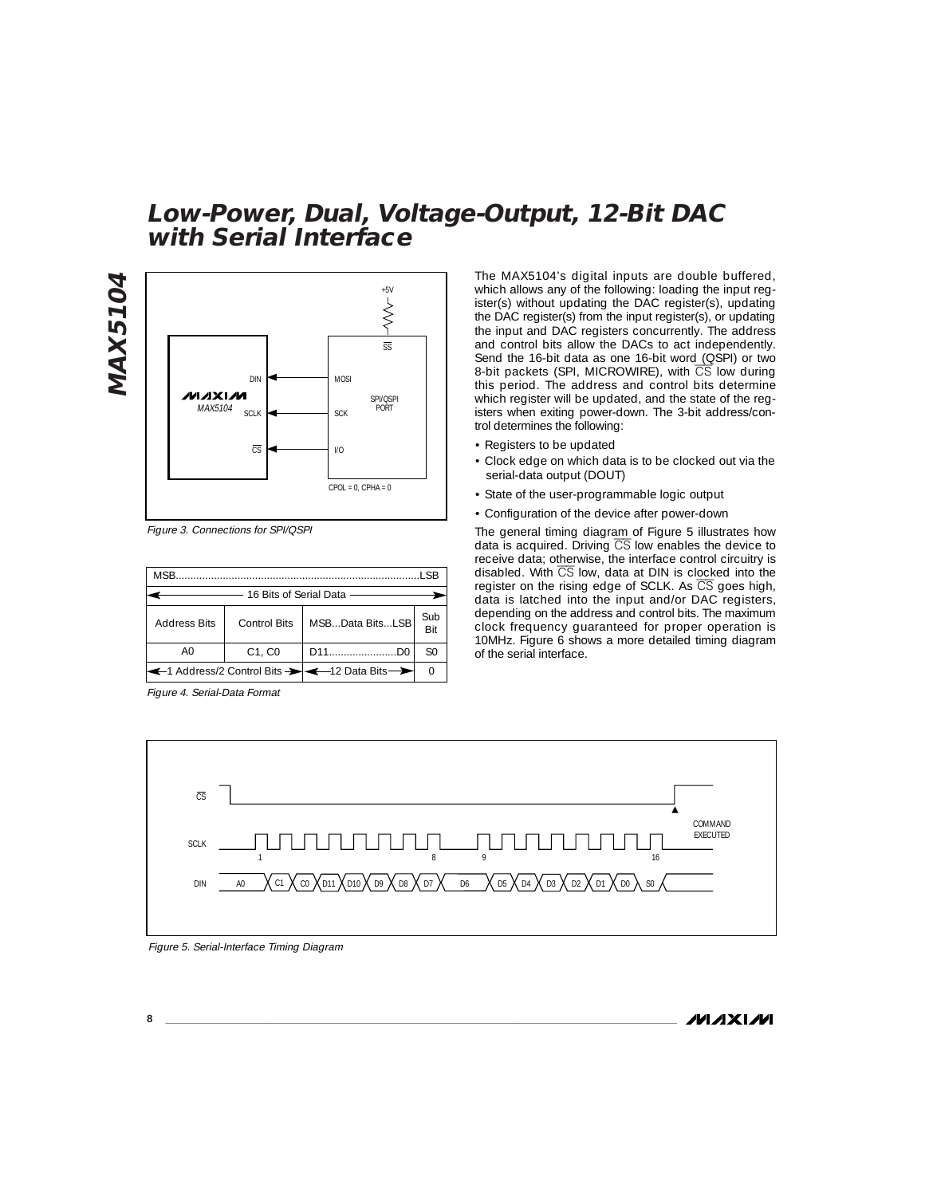Figure 3. Connections for SPI/QSPI

| MSB...LSB | | | |
|---|---|---|---|
| 16 Bits of Serial Data | | | |
| Address Bits | Control Bits | MSB...Data Bits...LSB | Sub Bit |
| A0 | C1, C0 | D11...D0 | S0 |
| 1 Address/2 Control Bits | | 12 Data Bits | 0 |

Figure 4. Serial-Data Format

The MAX5104's digital inputs are double buffered, which allows any of the following: loading the input register(s) without updating the DAC register(s), updating the DAC register(s) from the input register(s), or updating the input and DAC registers concurrently. The address and control bits allow the DACs to act independently. Send the 16-bit data as one 16-bit word (QSPI) or two 8-bit packets (SPI, MICROWIRE), with $\overline{CS}$ low during this period. The address and control bits determine which register will be updated, and the state of the registers when exiting power-down. The 3-bit address/control determines the following:

- Registers to be updated
- Clock edge on which data is to be clocked out via the serial-data output (DOUT)
- State of the user-programmable logic output
- Configuration of the device after power-down

The general timing diagram of Figure 5 illustrates how data is acquired. Driving $\overline{CS}$ low enables the device to receive data; otherwise, the interface control circuitry is disabled. With $\overline{CS}$ low, data at DIN is clocked into the register on the rising edge of SCLK. As $\overline{CS}$ goes high, data is latched into the input and/or DAC registers, depending on the address and control bits. The maximum clock frequency guaranteed for proper operation is 10MHz. Figure 6 shows a more detailed timing diagram of the serial interface.

Figure 5. Serial-Interface Timing Diagram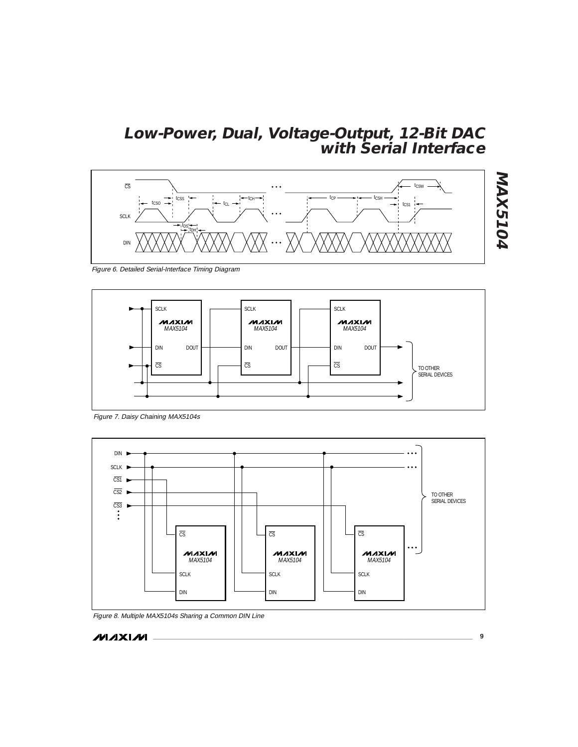Figure 6. Detailed Serial-Interface Timing Diagram

Figure 7. Daisy Chaining MAX5104s

Figure 8. Multiple MAX5104s Sharing a Common DIN Line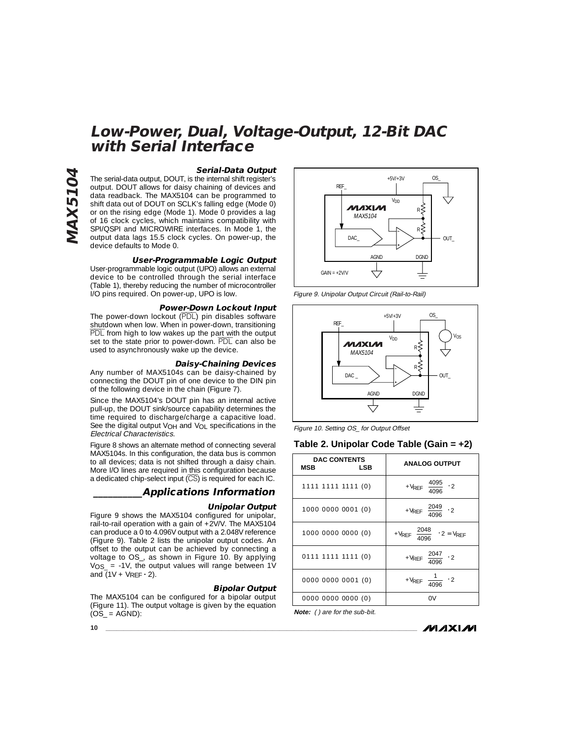# Low-Power, Dual, Voltage-Output, 12-Bit DAC with Serial Interface

### Serial-Data Output

The serial-data output, DOUT, is the internal shift register's output. DOUT allows for daisy chaining of devices and data readback. The MAX5104 can be programmed to shift data out of DOUT on SCLK's falling edge (Mode 0) or on the rising edge (Mode 1). Mode 0 provides a lag of 16 clock cycles, which maintains compatibility with SPI/QSPI and MICROWIRE interfaces. In Mode 1, the output data lags 15.5 clock cycles. On power-up, the device defaults to Mode 0.

### User-Programmable Logic Output

User-programmable logic output (UPO) allows an external device to be controlled through the serial interface (Table 1), thereby reducing the number of microcontroller I/O pins required. On power-up, UPO is low.

### Power-Down Lockout Input

The power-down lockout ($\overline{PDL}$) pin disables software shutdown when low. When in power-down, transitioning $\overline{PDL}$ from high to low wakes up the part with the output set to the state prior to power-down. $\overline{PDL}$ can also be used to asynchronously wake up the device.

### Daisy-Chaining Devices

Any number of MAX5104s can be daisy-chained by connecting the DOUT pin of one device to the DIN pin of the following device in the chain (Figure 7).

Since the MAX5104's DOUT pin has an internal active pull-up, the DOUT sink/source capability determines the time required to discharge/charge a capacitive load. See the digital output $V_{OH}$ and $V_{OL}$ specifications in the *Electrical Characteristics*.

Figure 8 shows an alternate method of connecting several MAX5104s. In this configuration, the data bus is common to all devices; data is not shifted through a daisy chain. More I/O lines are required in this configuration because a dedicated chip-select input ($\overline{CS}$) is required for each IC.

## Applications Information

### Unipolar Output

Figure 9 shows the MAX5104 configured for unipolar, rail-to-rail operation with a gain of +2V/V. The MAX5104 can produce a 0 to 4.096V output with a 2.048V reference (Figure 9). Table 2 lists the unipolar output codes. An offset to the output can be achieved by connecting a voltage to OS_, as shown in Figure 10. By applying $V_{OS\_}$ = -1V, the output values will range between 1V and $(1V + V_{REF} \cdot 2)$.

### Bipolar Output

The MAX5104 can be configured for a bipolar output (Figure 11). The output voltage is given by the equation (OS_ = AGND):

Figure 9. Unipolar Output Circuit (Rail-to-Rail)

Figure 10. Setting OS_ for Output Offset

**Table 2. Unipolar Code Table (Gain = +2)**

| DAC CONTENTS MSB LSB | ANALOG OUTPUT |
|---|---|
| 1111 1111 1111 (0) | $+V_{REF} \left(\frac{4095}{4096}\right) \cdot 2$ |
| 1000 0000 0001 (0) | $+V_{REF} \left(\frac{2049}{4096}\right) \cdot 2$ |
| 1000 0000 0000 (0) | $+V_{REF} \left(\frac{2048}{4096}\right) \cdot 2 = V_{REF}$ |
| 0111 1111 1111 (0) | $+V_{REF} \left(\frac{2047}{4096}\right) \cdot 2$ |
| 0000 0000 0001 (0) | $+V_{REF} \left(\frac{1}{4096}\right) \cdot 2$ |
| 0000 0000 0000 (0) | 0V |

***Note:*** *( ) are for the sub-bit.*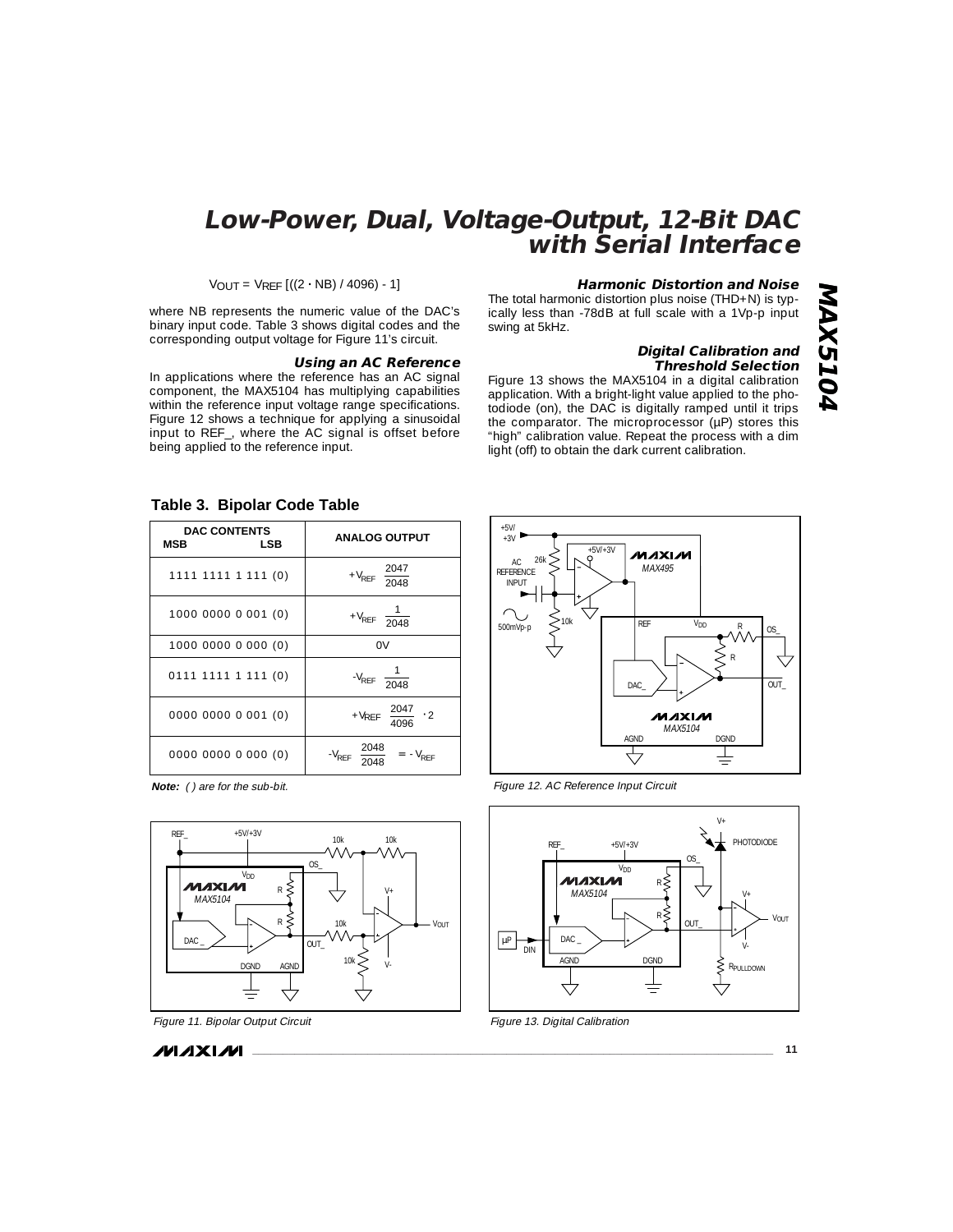$$V_{OUT} = V_{REF} [((2 \cdot NB) / 4096) - 1]$$

where NB represents the numeric value of the DAC's binary input code. Table 3 shows digital codes and the corresponding output voltage for Figure 11's circuit.

### Using an AC Reference

In applications where the reference has an AC signal component, the MAX5104 has multiplying capabilities within the reference input voltage range specifications. Figure 12 shows a technique for applying a sinusoidal input to REF_, where the AC signal is offset before being applied to the reference input.

### Harmonic Distortion and Noise

The total harmonic distortion plus noise (THD+N) is typically less than -78dB at full scale with a 1Vp-p input swing at 5kHz.

### Digital Calibration and Threshold Selection

Figure 13 shows the MAX5104 in a digital calibration application. With a bright-light value applied to the photodiode (on), the DAC is digitally ramped until it trips the comparator. The microprocessor (µP) stores this "high" calibration value. Repeat the process with a dim light (off) to obtain the dark current calibration.

**Table 3. Bipolar Code Table**

| DAC CONTENTS MSB LSB | ANALOG OUTPUT |
|---|---|
| 1111 1111 1 111 (0) | $+V_{REF} \frac{2047}{2048}$ |
| 1000 0000 0 001 (0) | $+V_{REF} \frac{1}{2048}$ |
| 1000 0000 0 000 (0) | 0V |
| 0111 1111 1 111 (0) | $-V_{REF} \frac{1}{2048}$ |
| 0000 0000 0 001 (0) | $+V_{REF} \frac{2047}{4096} \cdot 2$ |
| 0000 0000 0 000 (0) | $-V_{REF} \frac{2048}{2048} = -V_{REF}$ |

***Note:*** *( ) are for the sub-bit.*

*Figure 11. Bipolar Output Circuit*

*Figure 12. AC Reference Input Circuit*

*Figure 13. Digital Calibration*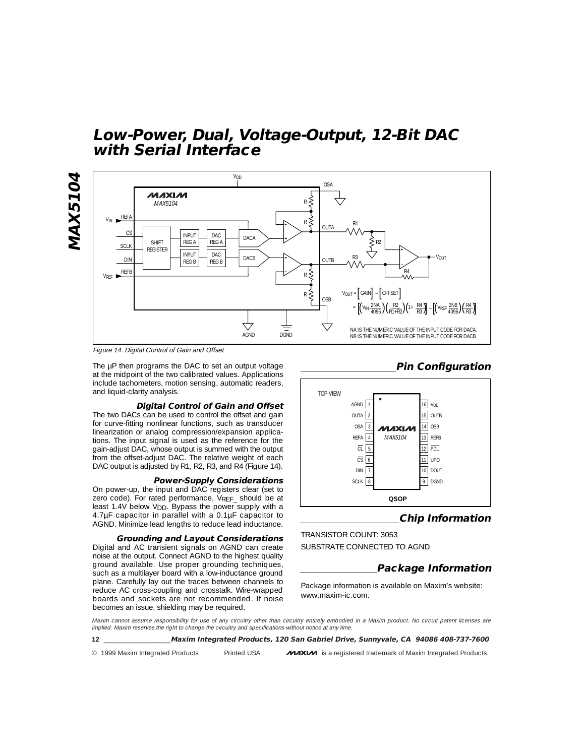# Low-Power, Dual, Voltage-Output, 12-Bit DAC with Serial Interface

$$V_{OUT} = \left[GAIN\right] - \left[OFFSET\right] = \left[\left(V_{IN}\frac{2NA}{4096}\right)\left(\frac{R2}{R1+R2}\right)\left(1+\frac{R4}{R3}\right)\right] - \left[\left(V_{REF}\frac{2NB}{4096}\right)\left(\frac{R4}{R3}\right)\right]$$

NA IS THE NUMERIC VALUE OF THE INPUT CODE FOR DACA.
NB IS THE NUMERIC VALUE OF THE INPUT CODE FOR DACB.

*Figure 14. Digital Control of Gain and Offset*

The µP then programs the DAC to set an output voltage at the midpoint of the two calibrated values. Applications include tachometers, motion sensing, automatic readers, and liquid-clarity analysis.

### Digital Control of Gain and Offset

The two DACs can be used to control the offset and gain for curve-fitting nonlinear functions, such as transducer linearization or analog compression/expansion applications. The input signal is used as the reference for the gain-adjust DAC, whose output is summed with the output from the offset-adjust DAC. The relative weight of each DAC output is adjusted by R1, R2, R3, and R4 (Figure 14).

### Power-Supply Considerations

On power-up, the input and DAC registers clear (set to zero code). For rated performance, $V_{REF\_}$ should be at least 1.4V below $V_{DD}$. Bypass the power supply with a 4.7µF capacitor in parallel with a 0.1µF capacitor to AGND. Minimize lead lengths to reduce lead inductance.

### Grounding and Layout Considerations

Digital and AC transient signals on AGND can create noise at the output. Connect AGND to the highest quality ground available. Use proper grounding techniques, such as a multilayer board with a low-inductance ground plane. Carefully lay out the traces between channels to reduce AC cross-coupling and crosstalk. Wire-wrapped boards and sockets are not recommended. If noise becomes an issue, shielding may be required.

## Pin Configuration

TOP VIEW

| | | | |
|---|---|---|---|
| AGND | 1 | 16 | $V_{DD}$ |
| OUTA | 2 | 15 | OUTB |
| OSA | 3 | 14 | OSB |
| REFA | 4 | 13 | REFB |
| CL | 5 | 12 | PDL |
| CS | 6 | 11 | UPO |
| DIN | 7 | 10 | DOUT |
| SCLK | 8 | 9 | DGND |

MAX5104

QSOP

## Chip Information

TRANSISTOR COUNT: 3053

SUBSTRATE CONNECTED TO AGND

## Package Information

Package information is available on Maxim's website: www.maxim-ic.com.

*Maxim cannot assume responsibility for use of any circuitry other than circuitry entirely embodied in a Maxim product. No circuit patent licenses are implied. Maxim reserves the right to change the circuitry and specifications without notice at any time.*

**Maxim Integrated Products, 120 San Gabriel Drive, Sunnyvale, CA 94086 408-737-7600**

© 1999 Maxim Integrated Products Printed USA MAXIM is a registered trademark of Maxim Integrated Products.